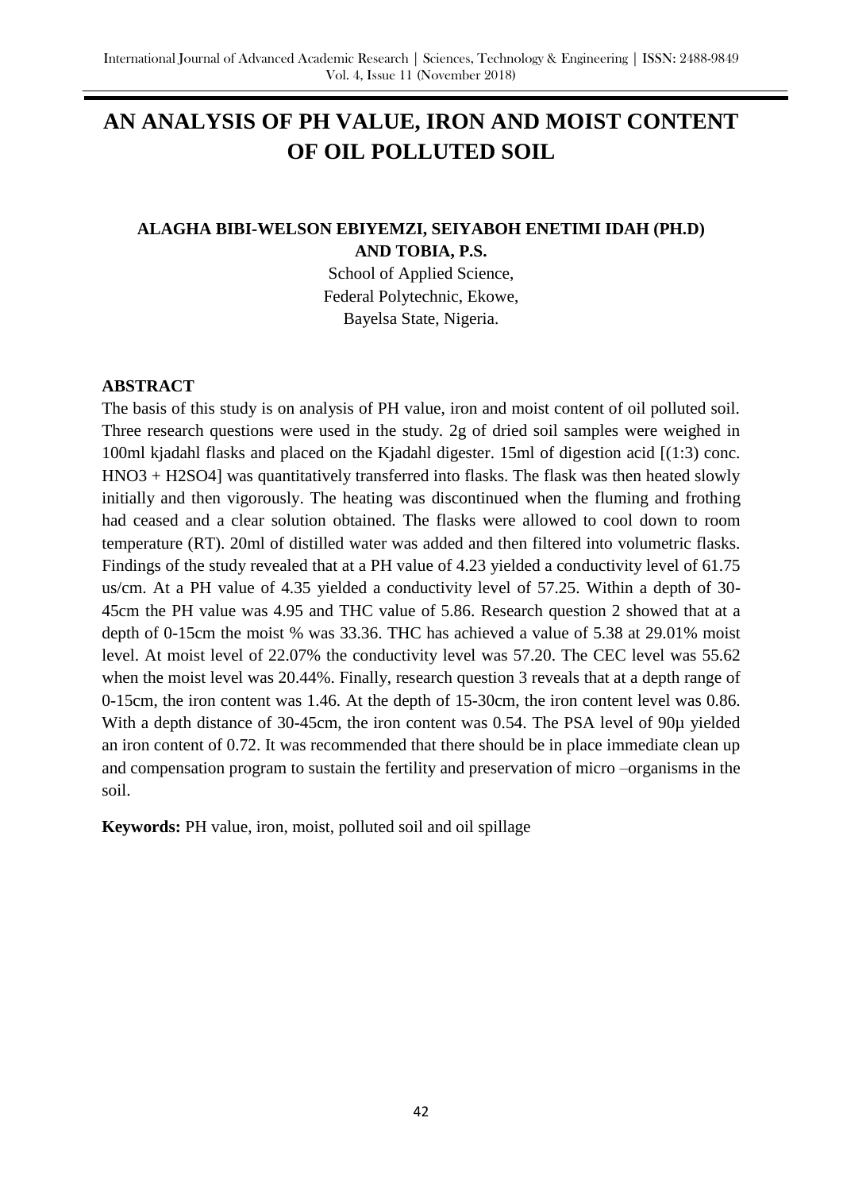# AN ANALYSIS OF PH VALUE, IRON AND MOIST CONTENT OF OIL POLLUTED SOIL

**ALAGHA BIBI-WELSON EBIYEMZI, SEIYABOH ENETIMI IDAH (PH.D) AND TOBIA, P.S.**

School of Applied Science,
Federal Polytechnic, Ekowe,
Bayelsa State, Nigeria.

## ABSTRACT

The basis of this study is on analysis of PH value, iron and moist content of oil polluted soil. Three research questions were used in the study. 2g of dried soil samples were weighed in 100ml kjadahl flasks and placed on the Kjadahl digester. 15ml of digestion acid [(1:3) conc. $HNO3 + H2SO4$] was quantitatively transferred into flasks. The flask was then heated slowly initially and then vigorously. The heating was discontinued when the fluming and frothing had ceased and a clear solution obtained. The flasks were allowed to cool down to room temperature (RT). 20ml of distilled water was added and then filtered into volumetric flasks. Findings of the study revealed that at a PH value of 4.23 yielded a conductivity level of 61.75 us/cm. At a PH value of 4.35 yielded a conductivity level of 57.25. Within a depth of 30-45cm the PH value was 4.95 and THC value of 5.86. Research question 2 showed that at a depth of 0-15cm the moist % was 33.36. THC has achieved a value of 5.38 at 29.01% moist level. At moist level of 22.07% the conductivity level was 57.20. The CEC level was 55.62 when the moist level was 20.44%. Finally, research question 3 reveals that at a depth range of 0-15cm, the iron content was 1.46. At the depth of 15-30cm, the iron content level was 0.86. With a depth distance of 30-45cm, the iron content was 0.54. The PSA level of 90μ yielded an iron content of 0.72. It was recommended that there should be in place immediate clean up and compensation program to sustain the fertility and preservation of micro –organisms in the soil.

**Keywords:** PH value, iron, moist, polluted soil and oil spillage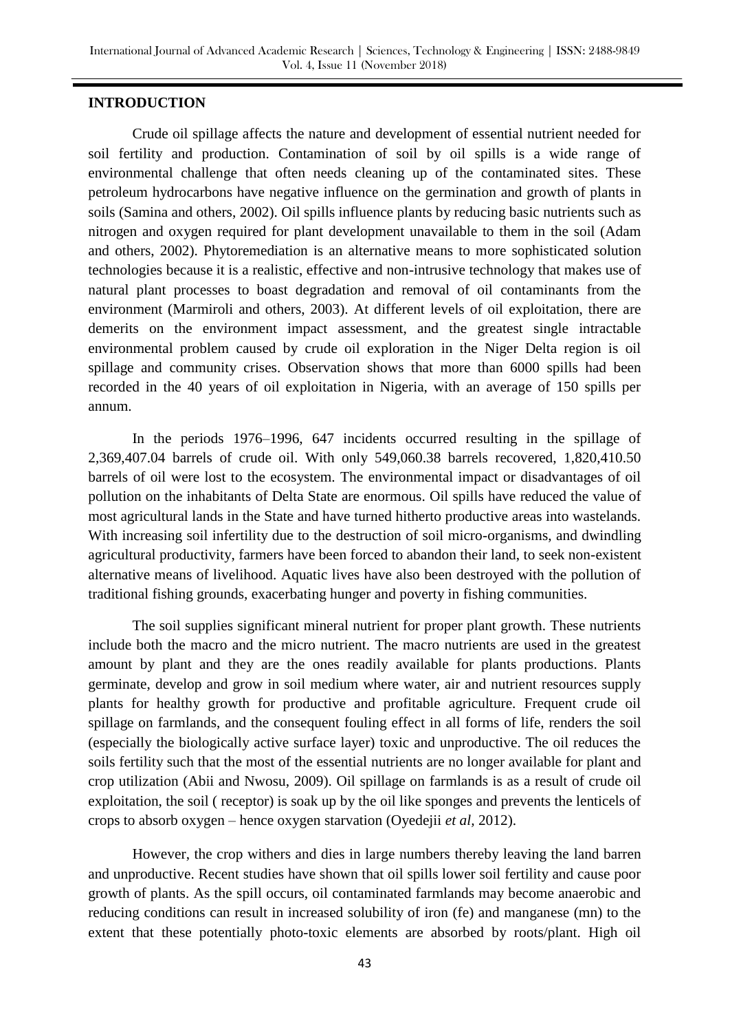## INTRODUCTION

Crude oil spillage affects the nature and development of essential nutrient needed for soil fertility and production. Contamination of soil by oil spills is a wide range of environmental challenge that often needs cleaning up of the contaminated sites. These petroleum hydrocarbons have negative influence on the germination and growth of plants in soils (Samina and others, 2002). Oil spills influence plants by reducing basic nutrients such as nitrogen and oxygen required for plant development unavailable to them in the soil (Adam and others, 2002). Phytoremediation is an alternative means to more sophisticated solution technologies because it is a realistic, effective and non-intrusive technology that makes use of natural plant processes to boast degradation and removal of oil contaminants from the environment (Marmiroli and others, 2003). At different levels of oil exploitation, there are demerits on the environment impact assessment, and the greatest single intractable environmental problem caused by crude oil exploration in the Niger Delta region is oil spillage and community crises. Observation shows that more than 6000 spills had been recorded in the 40 years of oil exploitation in Nigeria, with an average of 150 spills per annum.

In the periods 1976–1996, 647 incidents occurred resulting in the spillage of 2,369,407.04 barrels of crude oil. With only 549,060.38 barrels recovered, 1,820,410.50 barrels of oil were lost to the ecosystem. The environmental impact or disadvantages of oil pollution on the inhabitants of Delta State are enormous. Oil spills have reduced the value of most agricultural lands in the State and have turned hitherto productive areas into wastelands. With increasing soil infertility due to the destruction of soil micro-organisms, and dwindling agricultural productivity, farmers have been forced to abandon their land, to seek non-existent alternative means of livelihood. Aquatic lives have also been destroyed with the pollution of traditional fishing grounds, exacerbating hunger and poverty in fishing communities.

The soil supplies significant mineral nutrient for proper plant growth. These nutrients include both the macro and the micro nutrient. The macro nutrients are used in the greatest amount by plant and they are the ones readily available for plants productions. Plants germinate, develop and grow in soil medium where water, air and nutrient resources supply plants for healthy growth for productive and profitable agriculture. Frequent crude oil spillage on farmlands, and the consequent fouling effect in all forms of life, renders the soil (especially the biologically active surface layer) toxic and unproductive. The oil reduces the soils fertility such that the most of the essential nutrients are no longer available for plant and crop utilization (Abii and Nwosu, 2009). Oil spillage on farmlands is as a result of crude oil exploitation, the soil ( receptor) is soak up by the oil like sponges and prevents the lenticels of crops to absorb oxygen – hence oxygen starvation (Oyedejii *et al,* 2012).

However, the crop withers and dies in large numbers thereby leaving the land barren and unproductive. Recent studies have shown that oil spills lower soil fertility and cause poor growth of plants. As the spill occurs, oil contaminated farmlands may become anaerobic and reducing conditions can result in increased solubility of iron (fe) and manganese (mn) to the extent that these potentially photo-toxic elements are absorbed by roots/plant. High oil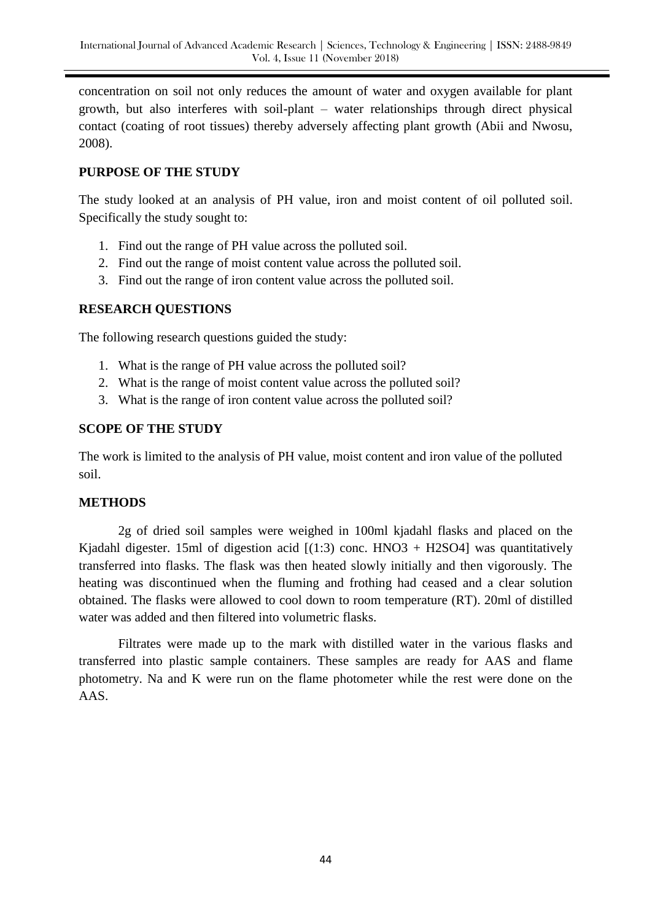concentration on soil not only reduces the amount of water and oxygen available for plant growth, but also interferes with soil-plant – water relationships through direct physical contact (coating of root tissues) thereby adversely affecting plant growth (Abii and Nwosu, 2008).

## PURPOSE OF THE STUDY

The study looked at an analysis of PH value, iron and moist content of oil polluted soil. Specifically the study sought to:

1. Find out the range of PH value across the polluted soil.
2. Find out the range of moist content value across the polluted soil.
3. Find out the range of iron content value across the polluted soil.

## RESEARCH QUESTIONS

The following research questions guided the study:

1. What is the range of PH value across the polluted soil?
2. What is the range of moist content value across the polluted soil?
3. What is the range of iron content value across the polluted soil?

## SCOPE OF THE STUDY

The work is limited to the analysis of PH value, moist content and iron value of the polluted soil.

## METHODS

2g of dried soil samples were weighed in 100ml kjadahl flasks and placed on the Kjadahl digester. 15ml of digestion acid [(1:3) conc. $HNO_3$ + $H_2SO_4$] was quantitatively transferred into flasks. The flask was then heated slowly initially and then vigorously. The heating was discontinued when the fluming and frothing had ceased and a clear solution obtained. The flasks were allowed to cool down to room temperature (RT). 20ml of distilled water was added and then filtered into volumetric flasks.

Filtrates were made up to the mark with distilled water in the various flasks and transferred into plastic sample containers. These samples are ready for AAS and flame photometry. Na and K were run on the flame photometer while the rest were done on the AAS.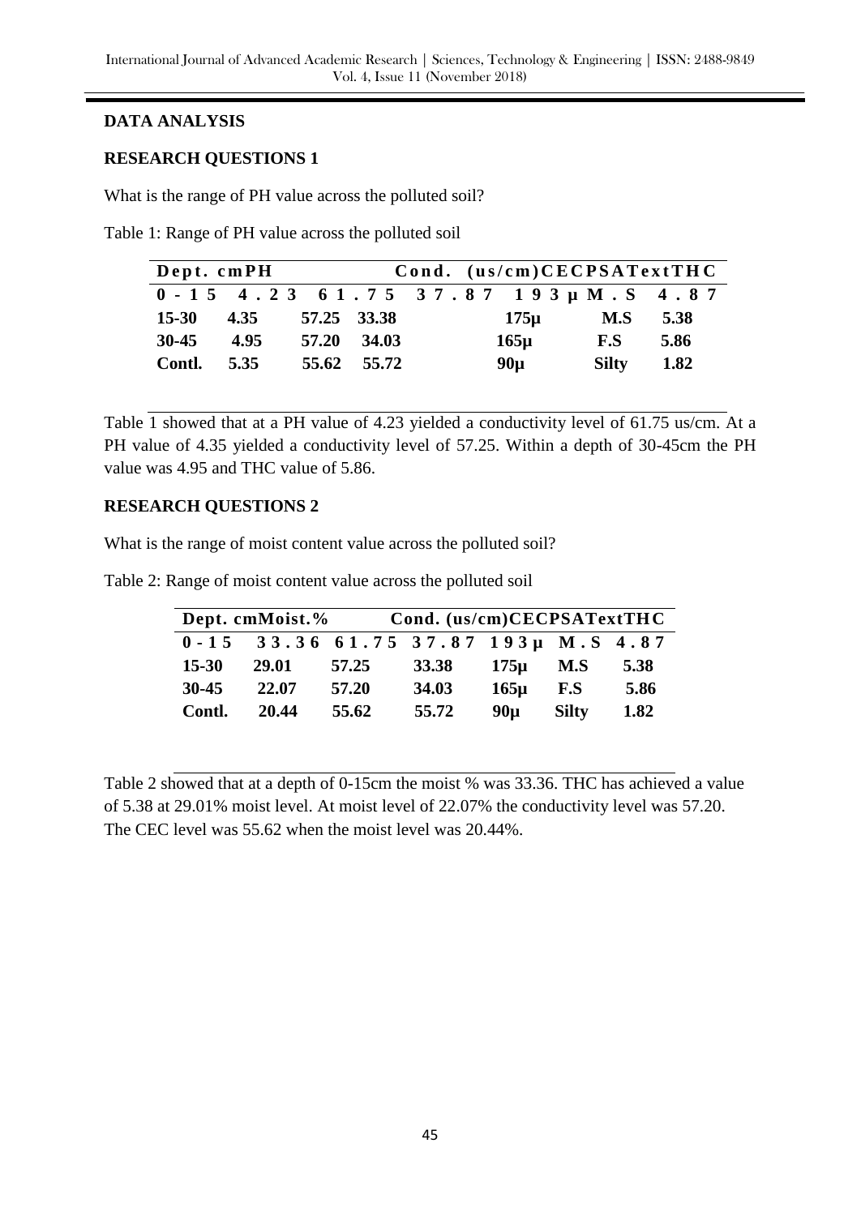## DATA ANALYSIS

### RESEARCH QUESTIONS 1

What is the range of PH value across the polluted soil?

Table 1: Range of PH value across the polluted soil

| Dept. cm | PH | Cond. (us/cm) | CEC | PSA | Text | THC |
|---|---|---|---|---|---|---|
| 0-15 | 4.23 | 61.75 | 37.87 | 193µ | M.S | 4.87 |
| 15-30 | 4.35 | 57.25 | 33.38 | 175µ | M.S | 5.38 |
| 30-45 | 4.95 | 57.20 | 34.03 | 165µ | F.S | 5.86 |
| Contl. | 5.35 | 55.62 | 55.72 | 90µ | Silty | 1.82 |

Table 1 showed that at a PH value of 4.23 yielded a conductivity level of 61.75 us/cm. At a PH value of 4.35 yielded a conductivity level of 57.25. Within a depth of 30-45cm the PH value was 4.95 and THC value of 5.86.

### RESEARCH QUESTIONS 2

What is the range of moist content value across the polluted soil?

Table 2: Range of moist content value across the polluted soil

| Dept. cm | Moist.% | Cond. (us/cm) | CEC | PSA | Text | THC |
|---|---|---|---|---|---|---|
| 0-15 | 33.36 | 61.75 | 37.87 | 193µ | M.S | 4.87 |
| 15-30 | 29.01 | 57.25 | 33.38 | 175µ | M.S | 5.38 |
| 30-45 | 22.07 | 57.20 | 34.03 | 165µ | F.S | 5.86 |
| Contl. | 20.44 | 55.62 | 55.72 | 90µ | Silty | 1.82 |

Table 2 showed that at a depth of 0-15cm the moist % was 33.36. THC has achieved a value of 5.38 at 29.01% moist level. At moist level of 22.07% the conductivity level was 57.20. The CEC level was 55.62 when the moist level was 20.44%.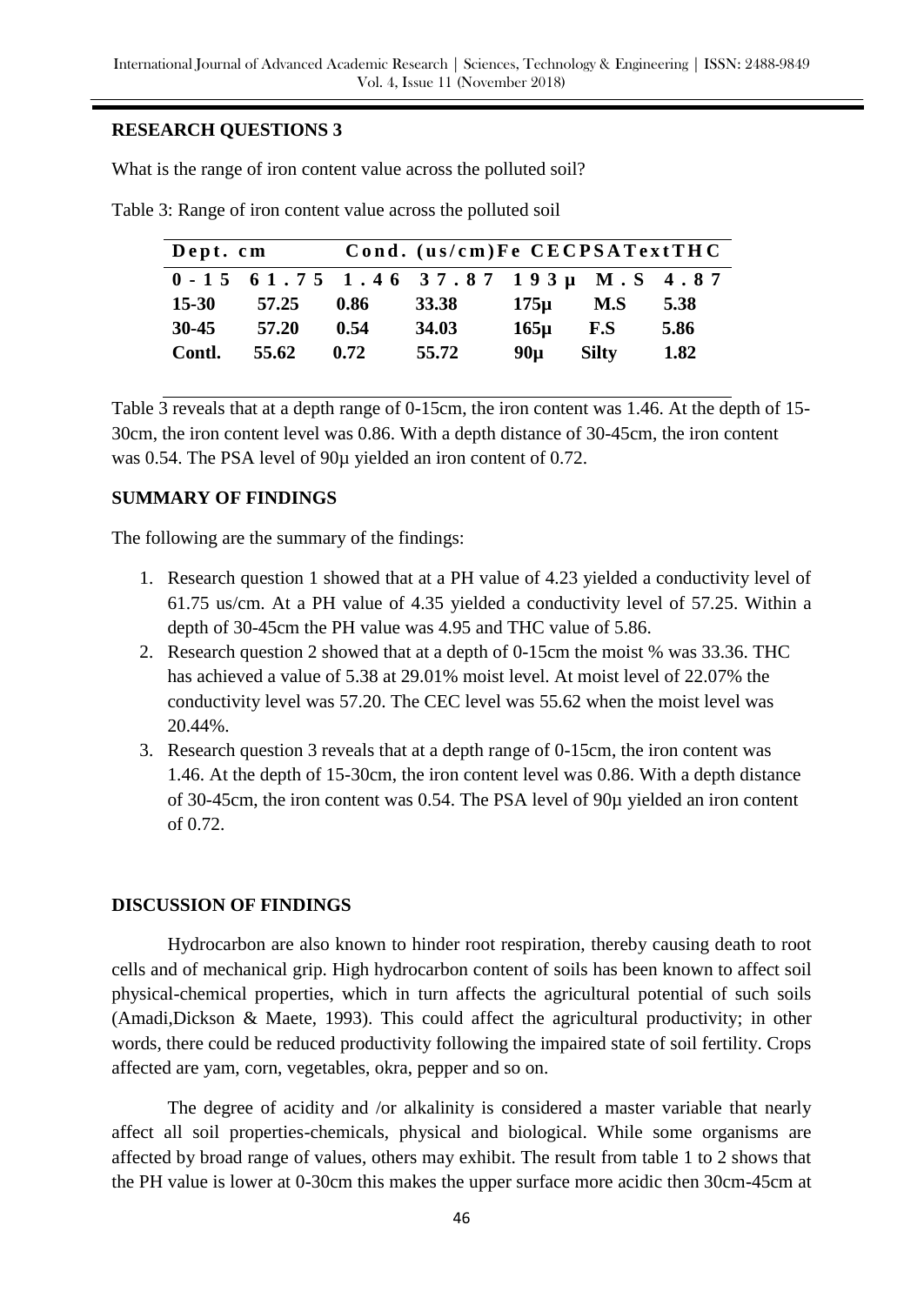**RESEARCH QUESTIONS 3**

What is the range of iron content value across the polluted soil?

Table 3: Range of iron content value across the polluted soil

| Dept. cm | Cond. (us/cm) | Fe | CEC | PSA | Text | THC |
|---|---|---|---|---|---|---|
| 0-15 | 61.75 | 1.46 | 37.87 | 193µ | M.S | 4.87 |
| 15-30 | 57.25 | 0.86 | 33.38 | 175µ | M.S | 5.38 |
| 30-45 | 57.20 | 0.54 | 34.03 | 165µ | F.S | 5.86 |
| Contl. | 55.62 | 0.72 | 55.72 | 90µ | Silty | 1.82 |

Table 3 reveals that at a depth range of 0-15cm, the iron content was 1.46. At the depth of 15-30cm, the iron content level was 0.86. With a depth distance of 30-45cm, the iron content was 0.54. The PSA level of 90µ yielded an iron content of 0.72.

**SUMMARY OF FINDINGS**

The following are the summary of the findings:

1. Research question 1 showed that at a PH value of 4.23 yielded a conductivity level of 61.75 us/cm. At a PH value of 4.35 yielded a conductivity level of 57.25. Within a depth of 30-45cm the PH value was 4.95 and THC value of 5.86.
2. Research question 2 showed that at a depth of 0-15cm the moist % was 33.36. THC has achieved a value of 5.38 at 29.01% moist level. At moist level of 22.07% the conductivity level was 57.20. The CEC level was 55.62 when the moist level was 20.44%.
3. Research question 3 reveals that at a depth range of 0-15cm, the iron content was 1.46. At the depth of 15-30cm, the iron content level was 0.86. With a depth distance of 30-45cm, the iron content was 0.54. The PSA level of 90µ yielded an iron content of 0.72.

**DISCUSSION OF FINDINGS**

Hydrocarbon are also known to hinder root respiration, thereby causing death to root cells and of mechanical grip. High hydrocarbon content of soils has been known to affect soil physical-chemical properties, which in turn affects the agricultural potential of such soils (Amadi,Dickson & Maete, 1993). This could affect the agricultural productivity; in other words, there could be reduced productivity following the impaired state of soil fertility. Crops affected are yam, corn, vegetables, okra, pepper and so on.

The degree of acidity and /or alkalinity is considered a master variable that nearly affect all soil properties-chemicals, physical and biological. While some organisms are affected by broad range of values, others may exhibit. The result from table 1 to 2 shows that the PH value is lower at 0-30cm this makes the upper surface more acidic then 30cm-45cm at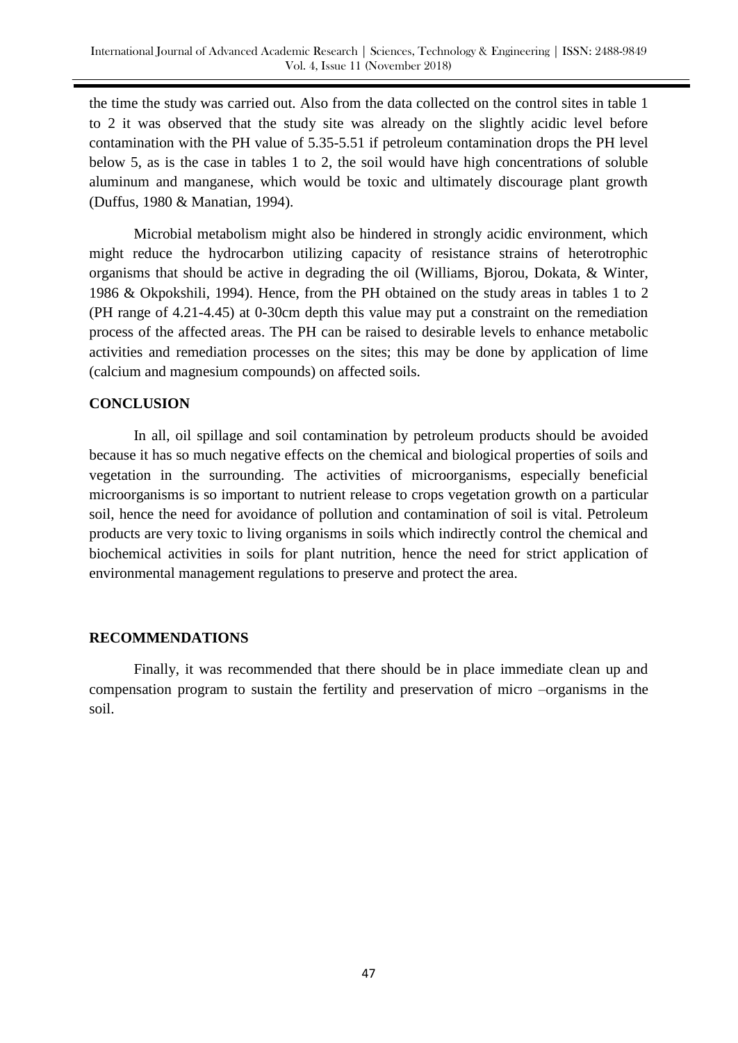the time the study was carried out. Also from the data collected on the control sites in table 1 to 2 it was observed that the study site was already on the slightly acidic level before contamination with the PH value of 5.35-5.51 if petroleum contamination drops the PH level below 5, as is the case in tables 1 to 2, the soil would have high concentrations of soluble aluminum and manganese, which would be toxic and ultimately discourage plant growth (Duffus, 1980 & Manatian, 1994).

Microbial metabolism might also be hindered in strongly acidic environment, which might reduce the hydrocarbon utilizing capacity of resistance strains of heterotrophic organisms that should be active in degrading the oil (Williams, Bjorou, Dokata, & Winter, 1986 & Okpokshili, 1994). Hence, from the PH obtained on the study areas in tables 1 to 2 (PH range of 4.21-4.45) at 0-30cm depth this value may put a constraint on the remediation process of the affected areas. The PH can be raised to desirable levels to enhance metabolic activities and remediation processes on the sites; this may be done by application of lime (calcium and magnesium compounds) on affected soils.

## CONCLUSION

In all, oil spillage and soil contamination by petroleum products should be avoided because it has so much negative effects on the chemical and biological properties of soils and vegetation in the surrounding. The activities of microorganisms, especially beneficial microorganisms is so important to nutrient release to crops vegetation growth on a particular soil, hence the need for avoidance of pollution and contamination of soil is vital. Petroleum products are very toxic to living organisms in soils which indirectly control the chemical and biochemical activities in soils for plant nutrition, hence the need for strict application of environmental management regulations to preserve and protect the area.

## RECOMMENDATIONS

Finally, it was recommended that there should be in place immediate clean up and compensation program to sustain the fertility and preservation of micro –organisms in the soil.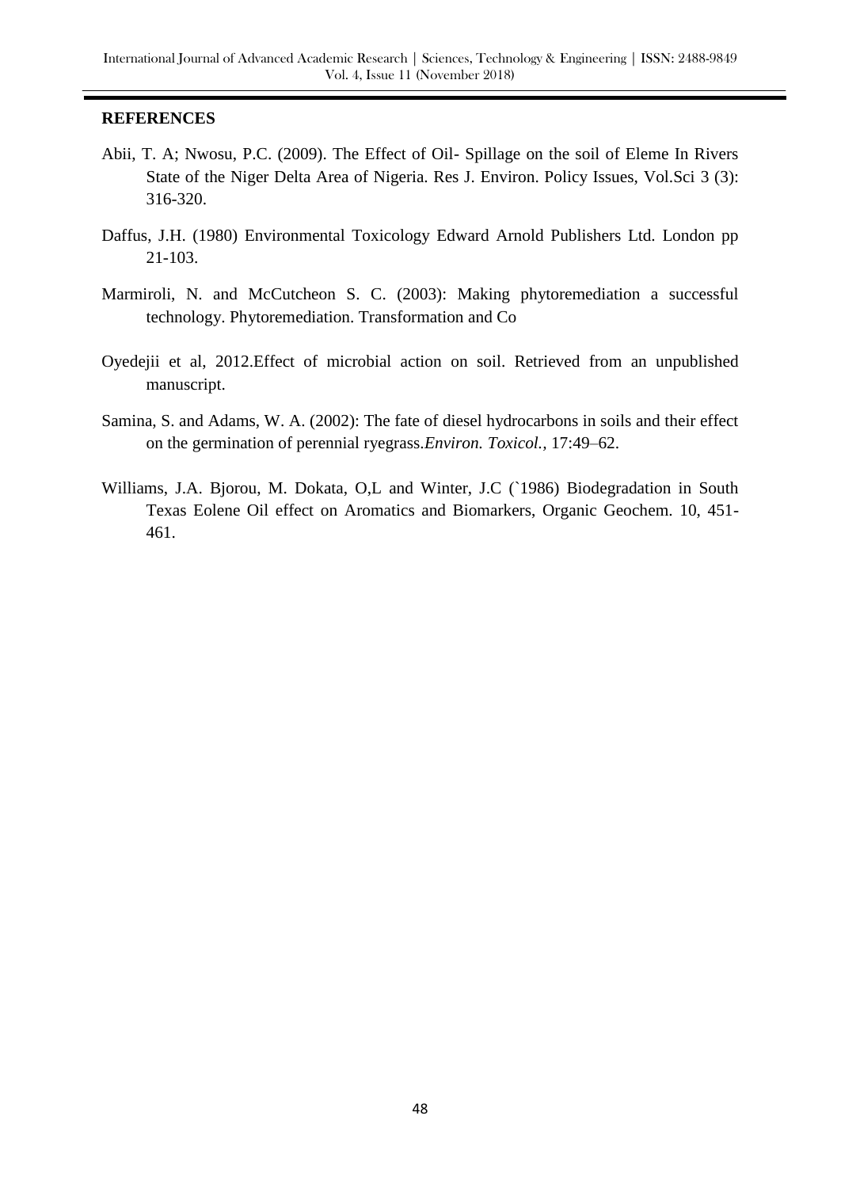## REFERENCES

Abii, T. A; Nwosu, P.C. (2009). The Effect of Oil- Spillage on the soil of Eleme In Rivers State of the Niger Delta Area of Nigeria. Res J. Environ. Policy Issues, Vol.Sci 3 (3): 316-320.

Daffus, J.H. (1980) Environmental Toxicology Edward Arnold Publishers Ltd. London pp 21-103.

Marmiroli, N. and McCutcheon S. C. (2003): Making phytoremediation a successful technology. Phytoremediation. Transformation and Co

Oyedejii et al, 2012.Effect of microbial action on soil. Retrieved from an unpublished manuscript.

Samina, S. and Adams, W. A. (2002): The fate of diesel hydrocarbons in soils and their effect on the germination of perennial ryegrass.*Environ. Toxicol.,* 17:49–62.

Williams, J.A. Bjorou, M. Dokata, O,L and Winter, J.C (`1986) Biodegradation in South Texas Eolene Oil effect on Aromatics and Biomarkers, Organic Geochem. 10, 451-461.